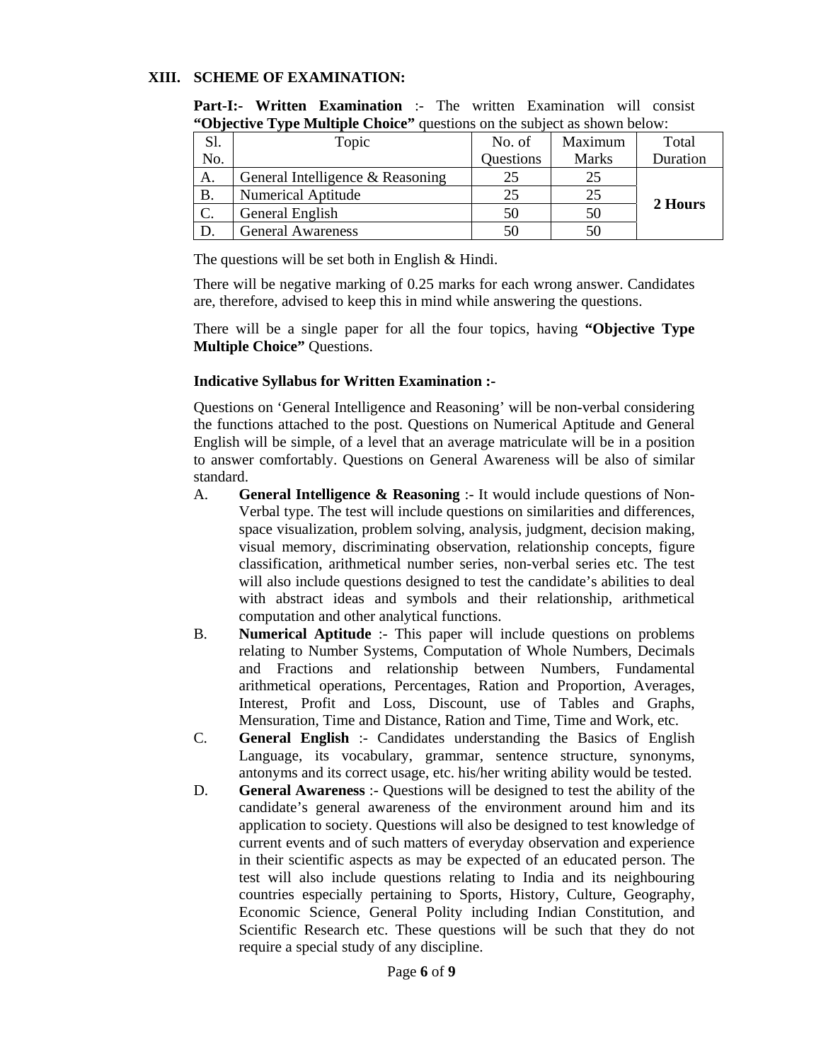## XIII. SCHEME OF EXAMINATION:

**Part-I:- Written Examination** :- The written Examination will consist **"Objective Type Multiple Choice"** questions on the subject as shown below:

| Sl. No. | Topic | No. of Questions | Maximum Marks | Total Duration |
|---|---|---|---|---|
| A. | General Intelligence & Reasoning | 25 | 25 | **2 Hours** |
| B. | Numerical Aptitude | 25 | 25 | |
| C. | General English | 50 | 50 | |
| D. | General Awareness | 50 | 50 | |

The questions will be set both in English & Hindi.

There will be negative marking of 0.25 marks for each wrong answer. Candidates are, therefore, advised to keep this in mind while answering the questions.

There will be a single paper for all the four topics, having **"Objective Type Multiple Choice"** Questions.

**Indicative Syllabus for Written Examination :-**

Questions on 'General Intelligence and Reasoning' will be non-verbal considering the functions attached to the post. Questions on Numerical Aptitude and General English will be simple, of a level that an average matriculate will be in a position to answer comfortably. Questions on General Awareness will be also of similar standard.

A. **General Intelligence & Reasoning** :- It would include questions of Non-Verbal type. The test will include questions on similarities and differences, space visualization, problem solving, analysis, judgment, decision making, visual memory, discriminating observation, relationship concepts, figure classification, arithmetical number series, non-verbal series etc. The test will also include questions designed to test the candidate's abilities to deal with abstract ideas and symbols and their relationship, arithmetical computation and other analytical functions.

B. **Numerical Aptitude** :- This paper will include questions on problems relating to Number Systems, Computation of Whole Numbers, Decimals and Fractions and relationship between Numbers, Fundamental arithmetical operations, Percentages, Ration and Proportion, Averages, Interest, Profit and Loss, Discount, use of Tables and Graphs, Mensuration, Time and Distance, Ration and Time, Time and Work, etc.

C. **General English** :- Candidates understanding the Basics of English Language, its vocabulary, grammar, sentence structure, synonyms, antonyms and its correct usage, etc. his/her writing ability would be tested.

D. **General Awareness** :- Questions will be designed to test the ability of the candidate's general awareness of the environment around him and its application to society. Questions will also be designed to test knowledge of current events and of such matters of everyday observation and experience in their scientific aspects as may be expected of an educated person. The test will also include questions relating to India and its neighbouring countries especially pertaining to Sports, History, Culture, Geography, Economic Science, General Polity including Indian Constitution, and Scientific Research etc. These questions will be such that they do not require a special study of any discipline.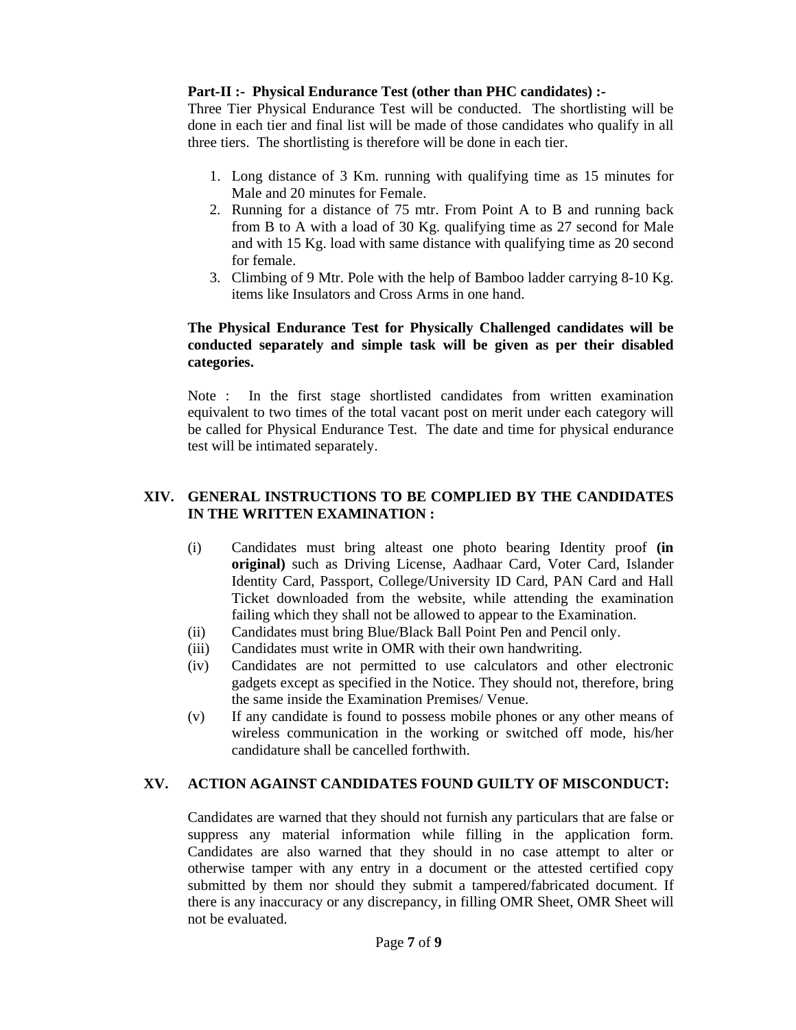**Part-II :- Physical Endurance Test (other than PHC candidates) :-**

Three Tier Physical Endurance Test will be conducted. The shortlisting will be done in each tier and final list will be made of those candidates who qualify in all three tiers. The shortlisting is therefore will be done in each tier.

1. Long distance of 3 Km. running with qualifying time as 15 minutes for Male and 20 minutes for Female.
2. Running for a distance of 75 mtr. From Point A to B and running back from B to A with a load of 30 Kg. qualifying time as 27 second for Male and with 15 Kg. load with same distance with qualifying time as 20 second for female.
3. Climbing of 9 Mtr. Pole with the help of Bamboo ladder carrying 8-10 Kg. items like Insulators and Cross Arms in one hand.

**The Physical Endurance Test for Physically Challenged candidates will be conducted separately and simple task will be given as per their disabled categories.**

Note : In the first stage shortlisted candidates from written examination equivalent to two times of the total vacant post on merit under each category will be called for Physical Endurance Test. The date and time for physical endurance test will be intimated separately.

## XIV. GENERAL INSTRUCTIONS TO BE COMPLIED BY THE CANDIDATES IN THE WRITTEN EXAMINATION :

(i) Candidates must bring alteast one photo bearing Identity proof **(in original)** such as Driving License, Aadhaar Card, Voter Card, Islander Identity Card, Passport, College/University ID Card, PAN Card and Hall Ticket downloaded from the website, while attending the examination failing which they shall not be allowed to appear to the Examination.

(ii) Candidates must bring Blue/Black Ball Point Pen and Pencil only.

(iii) Candidates must write in OMR with their own handwriting.

(iv) Candidates are not permitted to use calculators and other electronic gadgets except as specified in the Notice. They should not, therefore, bring the same inside the Examination Premises/ Venue.

(v) If any candidate is found to possess mobile phones or any other means of wireless communication in the working or switched off mode, his/her candidature shall be cancelled forthwith.

## XV. ACTION AGAINST CANDIDATES FOUND GUILTY OF MISCONDUCT:

Candidates are warned that they should not furnish any particulars that are false or suppress any material information while filling in the application form. Candidates are also warned that they should in no case attempt to alter or otherwise tamper with any entry in a document or the attested certified copy submitted by them nor should they submit a tampered/fabricated document. If there is any inaccuracy or any discrepancy, in filling OMR Sheet, OMR Sheet will not be evaluated.